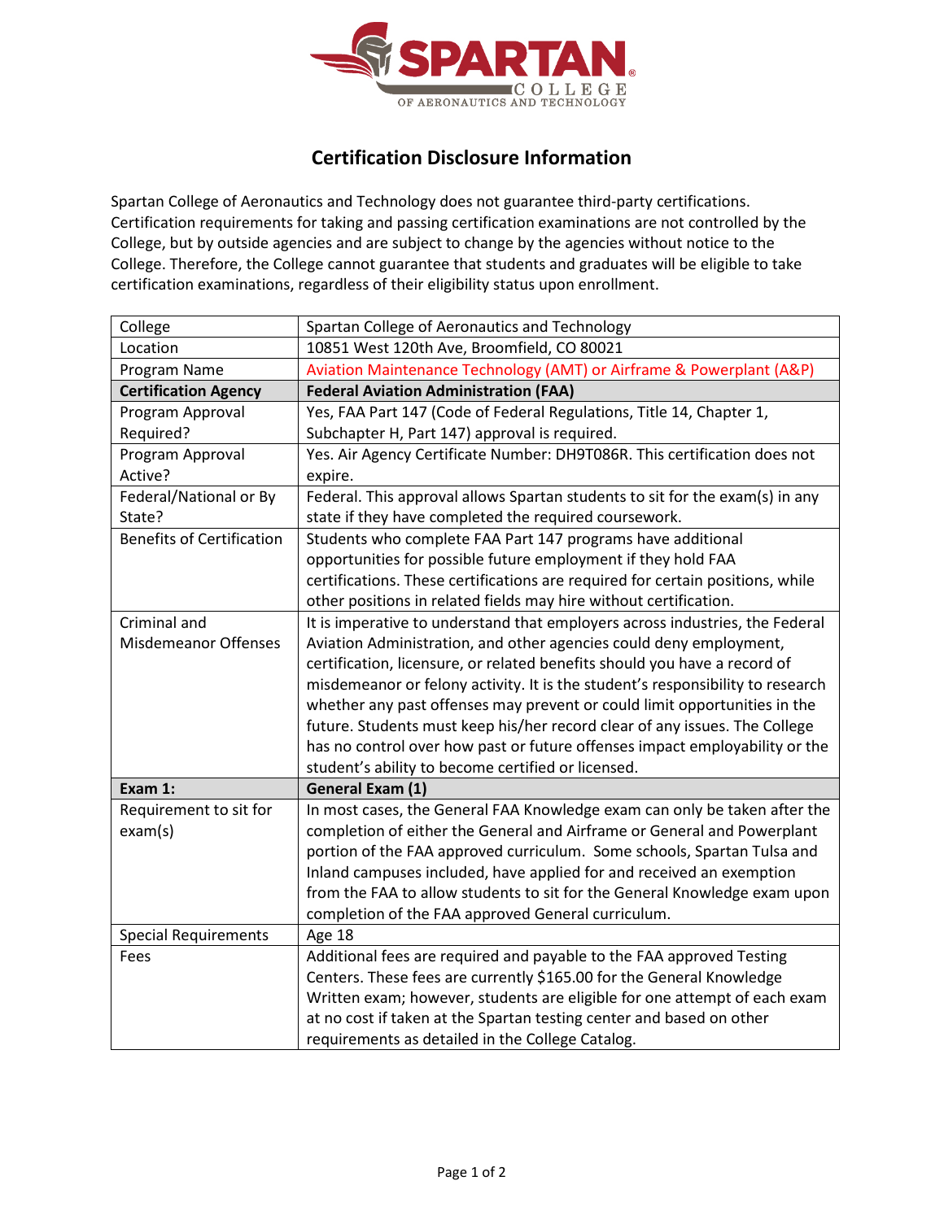# Certification Disclosure Information

Spartan College of Aeronautics and Technology does not guarantee third-party certifications. Certification requirements for taking and passing certification examinations are not controlled by the College, but by outside agencies and are subject to change by the agencies without notice to the College. Therefore, the College cannot guarantee that students and graduates will be eligible to take certification examinations, regardless of their eligibility status upon enrollment.

| | |
|---|---|
| College | Spartan College of Aeronautics and Technology |
| Location | 10851 West 120th Ave, Broomfield, CO 80021 |
| Program Name | Aviation Maintenance Technology (AMT) or Airframe & Powerplant (A&P) |
| **Certification Agency** | **Federal Aviation Administration (FAA)** |
| Program Approval Required? | Yes, FAA Part 147 (Code of Federal Regulations, Title 14, Chapter 1, Subchapter H, Part 147) approval is required. |
| Program Approval Active? | Yes. Air Agency Certificate Number: DH9T086R. This certification does not expire. |
| Federal/National or By State? | Federal. This approval allows Spartan students to sit for the exam(s) in any state if they have completed the required coursework. |
| Benefits of Certification | Students who complete FAA Part 147 programs have additional opportunities for possible future employment if they hold FAA certifications. These certifications are required for certain positions, while other positions in related fields may hire without certification. |
| Criminal and Misdemeanor Offenses | It is imperative to understand that employers across industries, the Federal Aviation Administration, and other agencies could deny employment, certification, licensure, or related benefits should you have a record of misdemeanor or felony activity. It is the student's responsibility to research whether any past offenses may prevent or could limit opportunities in the future. Students must keep his/her record clear of any issues. The College has no control over how past or future offenses impact employability or the student's ability to become certified or licensed. |
| **Exam 1:** | **General Exam (1)** |
| Requirement to sit for exam(s) | In most cases, the General FAA Knowledge exam can only be taken after the completion of either the General and Airframe or General and Powerplant portion of the FAA approved curriculum. Some schools, Spartan Tulsa and Inland campuses included, have applied for and received an exemption from the FAA to allow students to sit for the General Knowledge exam upon completion of the FAA approved General curriculum. |
| Special Requirements | Age 18 |
| Fees | Additional fees are required and payable to the FAA approved Testing Centers. These fees are currently $165.00 for the General Knowledge Written exam; however, students are eligible for one attempt of each exam at no cost if taken at the Spartan testing center and based on other requirements as detailed in the College Catalog. |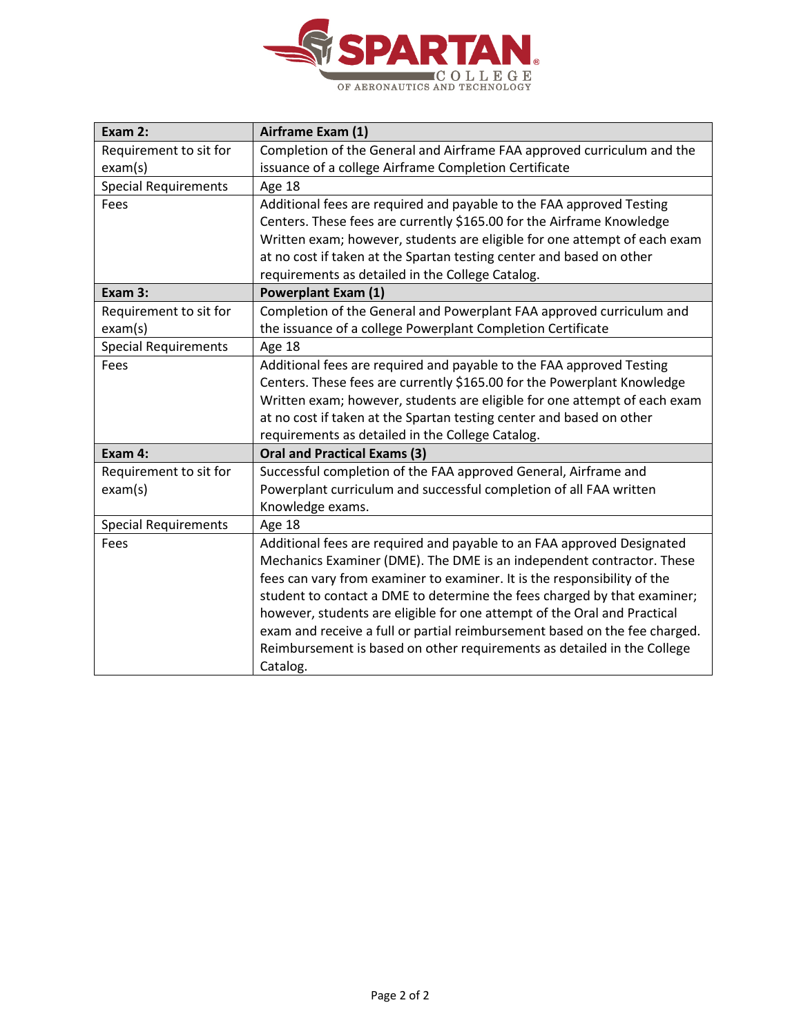| Exam 2: | Airframe Exam (1) |
|---|---|
| Requirement to sit for exam(s) | Completion of the General and Airframe FAA approved curriculum and the issuance of a college Airframe Completion Certificate |
| Special Requirements | Age 18 |
| Fees | Additional fees are required and payable to the FAA approved Testing Centers. These fees are currently $165.00 for the Airframe Knowledge Written exam; however, students are eligible for one attempt of each exam at no cost if taken at the Spartan testing center and based on other requirements as detailed in the College Catalog. |
| **Exam 3:** | **Powerplant Exam (1)** |
| Requirement to sit for exam(s) | Completion of the General and Powerplant FAA approved curriculum and the issuance of a college Powerplant Completion Certificate |
| Special Requirements | Age 18 |
| Fees | Additional fees are required and payable to the FAA approved Testing Centers. These fees are currently $165.00 for the Powerplant Knowledge Written exam; however, students are eligible for one attempt of each exam at no cost if taken at the Spartan testing center and based on other requirements as detailed in the College Catalog. |
| **Exam 4:** | **Oral and Practical Exams (3)** |
| Requirement to sit for exam(s) | Successful completion of the FAA approved General, Airframe and Powerplant curriculum and successful completion of all FAA written Knowledge exams. |
| Special Requirements | Age 18 |
| Fees | Additional fees are required and payable to an FAA approved Designated Mechanics Examiner (DME). The DME is an independent contractor. These fees can vary from examiner to examiner. It is the responsibility of the student to contact a DME to determine the fees charged by that examiner; however, students are eligible for one attempt of the Oral and Practical exam and receive a full or partial reimbursement based on the fee charged. Reimbursement is based on other requirements as detailed in the College Catalog. |